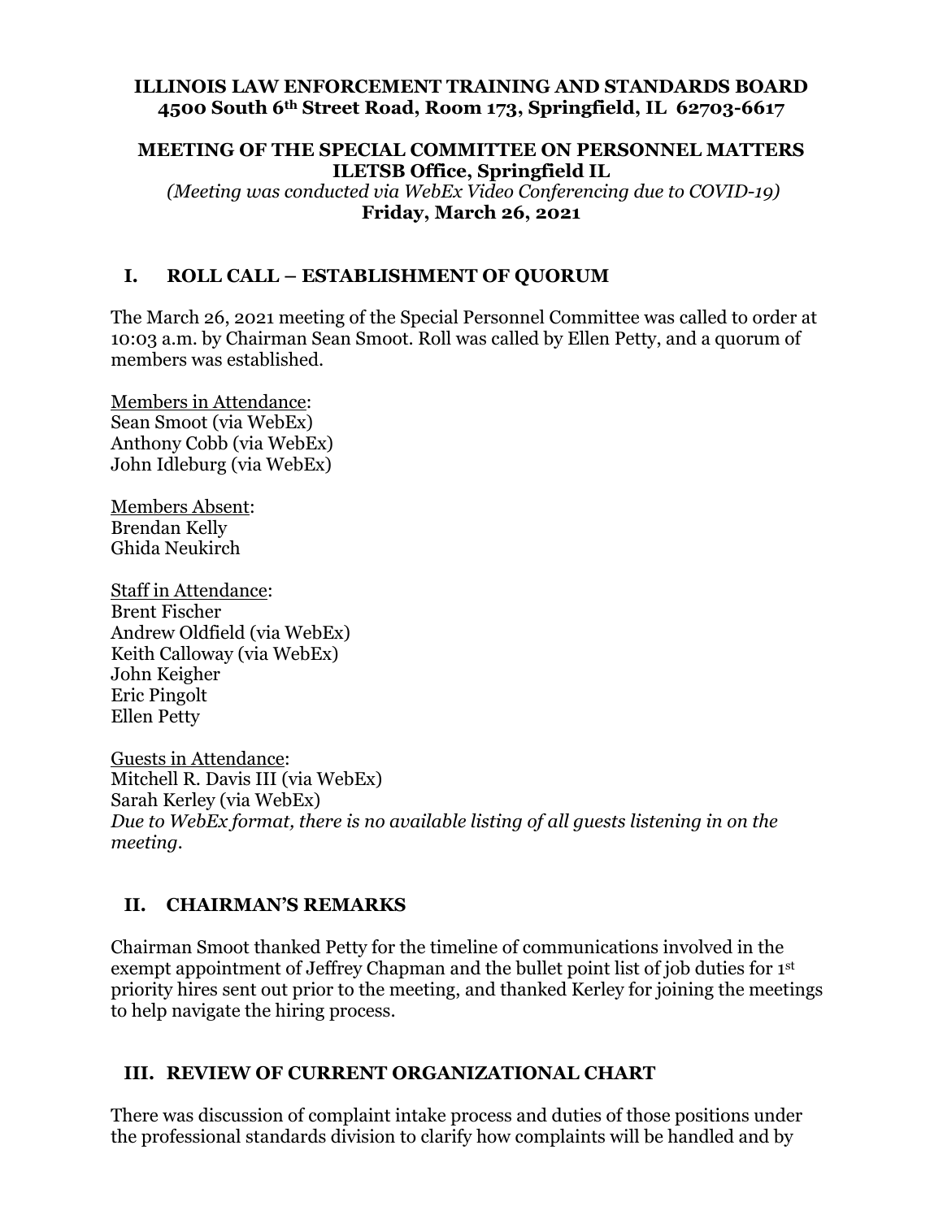**ILLINOIS LAW ENFORCEMENT TRAINING AND STANDARDS BOARD**
**4500 South 6th Street Road, Room 173, Springfield, IL 62703-6617**

**MEETING OF THE SPECIAL COMMITTEE ON PERSONNEL MATTERS**
**ILETSB Office, Springfield IL**
*(Meeting was conducted via WebEx Video Conferencing due to COVID-19)*
**Friday, March 26, 2021**

## I. ROLL CALL – ESTABLISHMENT OF QUORUM

The March 26, 2021 meeting of the Special Personnel Committee was called to order at 10:03 a.m. by Chairman Sean Smoot. Roll was called by Ellen Petty, and a quorum of members was established.

Members in Attendance:
Sean Smoot (via WebEx)
Anthony Cobb (via WebEx)
John Idleburg (via WebEx)

Members Absent:
Brendan Kelly
Ghida Neukirch

Staff in Attendance:
Brent Fischer
Andrew Oldfield (via WebEx)
Keith Calloway (via WebEx)
John Keigher
Eric Pingolt
Ellen Petty

Guests in Attendance:
Mitchell R. Davis III (via WebEx)
Sarah Kerley (via WebEx)
*Due to WebEx format, there is no available listing of all guests listening in on the meeting.*

## II. CHAIRMAN'S REMARKS

Chairman Smoot thanked Petty for the timeline of communications involved in the exempt appointment of Jeffrey Chapman and the bullet point list of job duties for 1st priority hires sent out prior to the meeting, and thanked Kerley for joining the meetings to help navigate the hiring process.

## III. REVIEW OF CURRENT ORGANIZATIONAL CHART

There was discussion of complaint intake process and duties of those positions under the professional standards division to clarify how complaints will be handled and by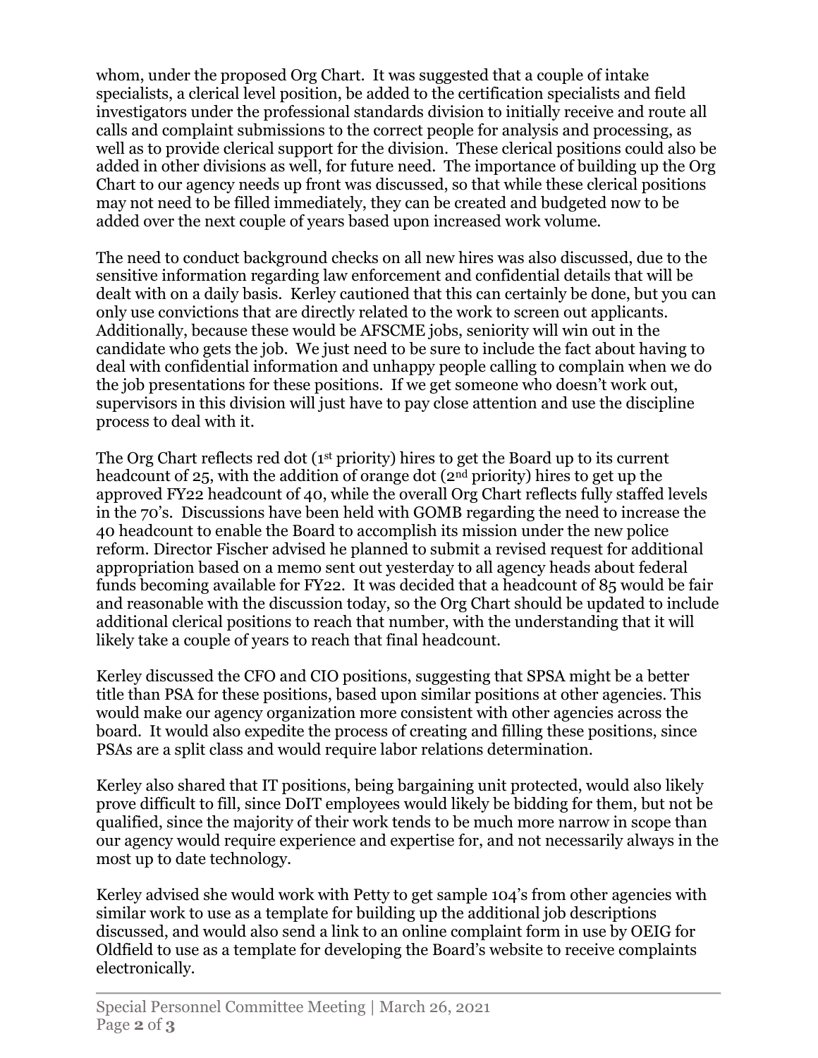whom, under the proposed Org Chart. It was suggested that a couple of intake specialists, a clerical level position, be added to the certification specialists and field investigators under the professional standards division to initially receive and route all calls and complaint submissions to the correct people for analysis and processing, as well as to provide clerical support for the division. These clerical positions could also be added in other divisions as well, for future need. The importance of building up the Org Chart to our agency needs up front was discussed, so that while these clerical positions may not need to be filled immediately, they can be created and budgeted now to be added over the next couple of years based upon increased work volume.

The need to conduct background checks on all new hires was also discussed, due to the sensitive information regarding law enforcement and confidential details that will be dealt with on a daily basis. Kerley cautioned that this can certainly be done, but you can only use convictions that are directly related to the work to screen out applicants. Additionally, because these would be AFSCME jobs, seniority will win out in the candidate who gets the job. We just need to be sure to include the fact about having to deal with confidential information and unhappy people calling to complain when we do the job presentations for these positions. If we get someone who doesn't work out, supervisors in this division will just have to pay close attention and use the discipline process to deal with it.

The Org Chart reflects red dot (1st priority) hires to get the Board up to its current headcount of 25, with the addition of orange dot (2nd priority) hires to get up the approved FY22 headcount of 40, while the overall Org Chart reflects fully staffed levels in the 70's. Discussions have been held with GOMB regarding the need to increase the 40 headcount to enable the Board to accomplish its mission under the new police reform. Director Fischer advised he planned to submit a revised request for additional appropriation based on a memo sent out yesterday to all agency heads about federal funds becoming available for FY22. It was decided that a headcount of 85 would be fair and reasonable with the discussion today, so the Org Chart should be updated to include additional clerical positions to reach that number, with the understanding that it will likely take a couple of years to reach that final headcount.

Kerley discussed the CFO and CIO positions, suggesting that SPSA might be a better title than PSA for these positions, based upon similar positions at other agencies. This would make our agency organization more consistent with other agencies across the board. It would also expedite the process of creating and filling these positions, since PSAs are a split class and would require labor relations determination.

Kerley also shared that IT positions, being bargaining unit protected, would also likely prove difficult to fill, since DoIT employees would likely be bidding for them, but not be qualified, since the majority of their work tends to be much more narrow in scope than our agency would require experience and expertise for, and not necessarily always in the most up to date technology.

Kerley advised she would work with Petty to get sample 104's from other agencies with similar work to use as a template for building up the additional job descriptions discussed, and would also send a link to an online complaint form in use by OEIG for Oldfield to use as a template for developing the Board's website to receive complaints electronically.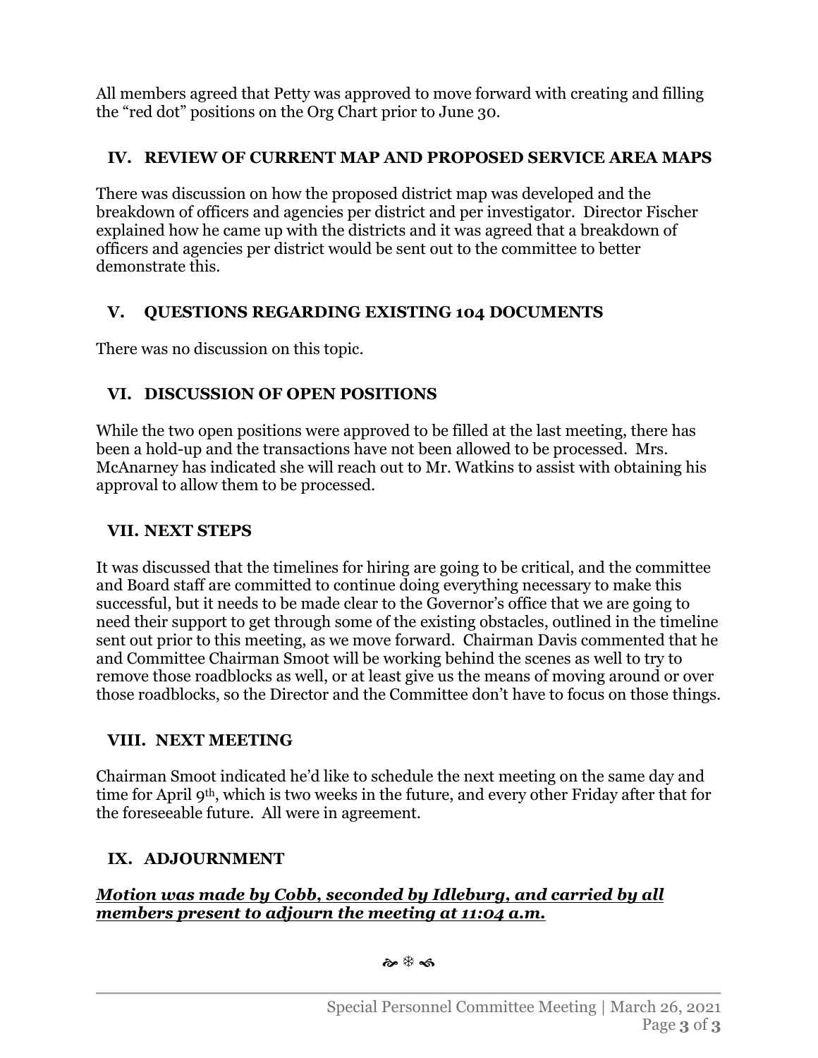All members agreed that Petty was approved to move forward with creating and filling the "red dot" positions on the Org Chart prior to June 30.

## IV. REVIEW OF CURRENT MAP AND PROPOSED SERVICE AREA MAPS

There was discussion on how the proposed district map was developed and the breakdown of officers and agencies per district and per investigator. Director Fischer explained how he came up with the districts and it was agreed that a breakdown of officers and agencies per district would be sent out to the committee to better demonstrate this.

## V. QUESTIONS REGARDING EXISTING 104 DOCUMENTS

There was no discussion on this topic.

## VI. DISCUSSION OF OPEN POSITIONS

While the two open positions were approved to be filled at the last meeting, there has been a hold-up and the transactions have not been allowed to be processed. Mrs. McAnarney has indicated she will reach out to Mr. Watkins to assist with obtaining his approval to allow them to be processed.

## VII. NEXT STEPS

It was discussed that the timelines for hiring are going to be critical, and the committee and Board staff are committed to continue doing everything necessary to make this successful, but it needs to be made clear to the Governor's office that we are going to need their support to get through some of the existing obstacles, outlined in the timeline sent out prior to this meeting, as we move forward. Chairman Davis commented that he and Committee Chairman Smoot will be working behind the scenes as well to try to remove those roadblocks as well, or at least give us the means of moving around or over those roadblocks, so the Director and the Committee don't have to focus on those things.

## VIII. NEXT MEETING

Chairman Smoot indicated he'd like to schedule the next meeting on the same day and time for April 9th, which is two weeks in the future, and every other Friday after that for the foreseeable future. All were in agreement.

## IX. ADJOURNMENT

***Motion was made by Cobb, seconded by Idleburg, and carried by all members present to adjourn the meeting at 11:04 a.m.***

☙ ❄ ❧